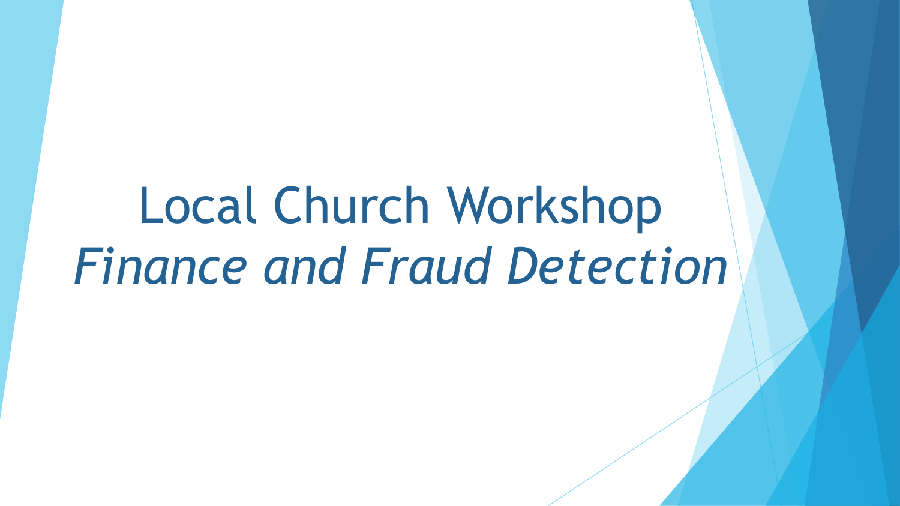# Local Church Workshop

## *Finance and Fraud Detection*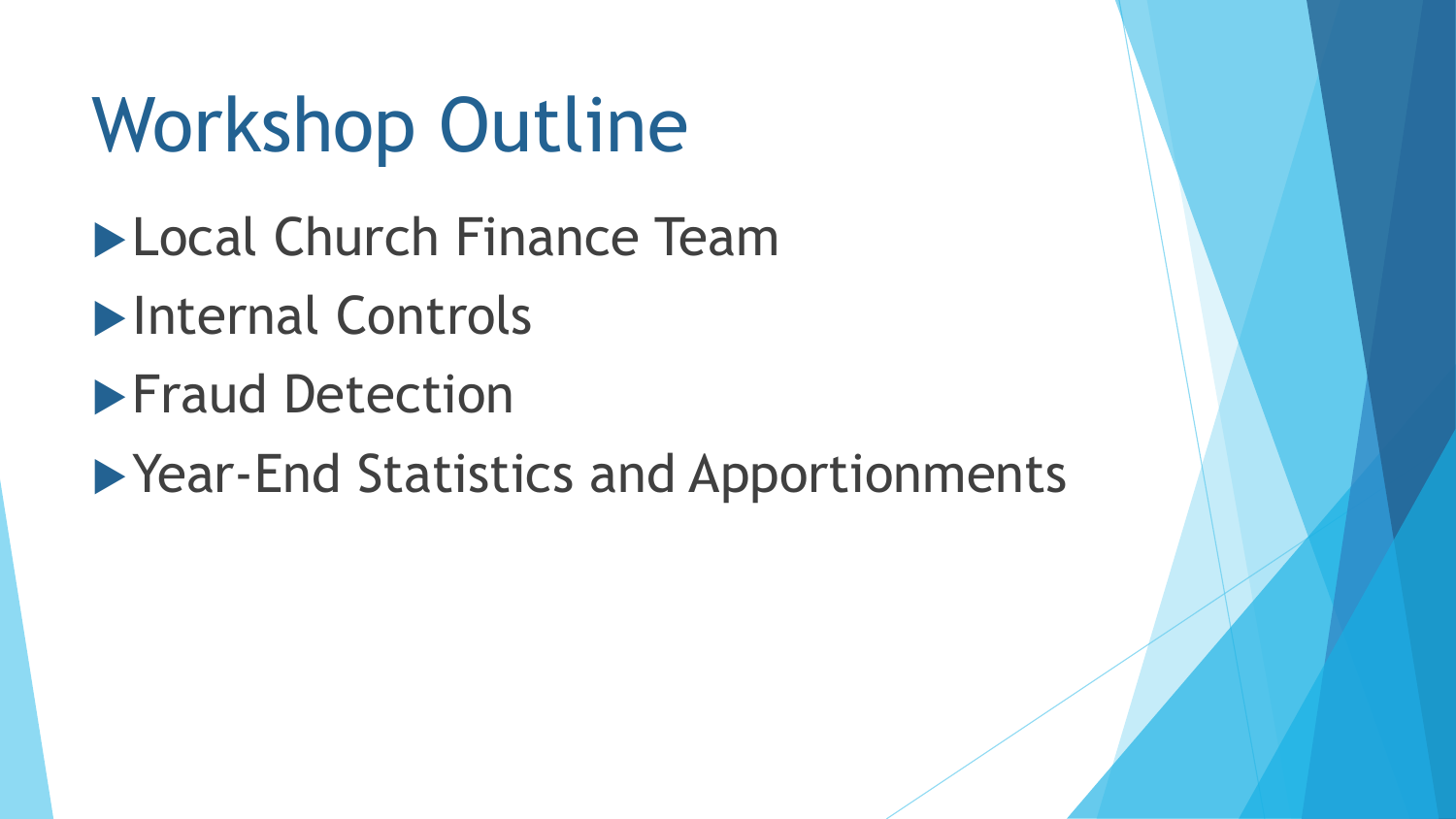# Workshop Outline

- Local Church Finance Team
- Internal Controls
- Fraud Detection
- Year-End Statistics and Apportionments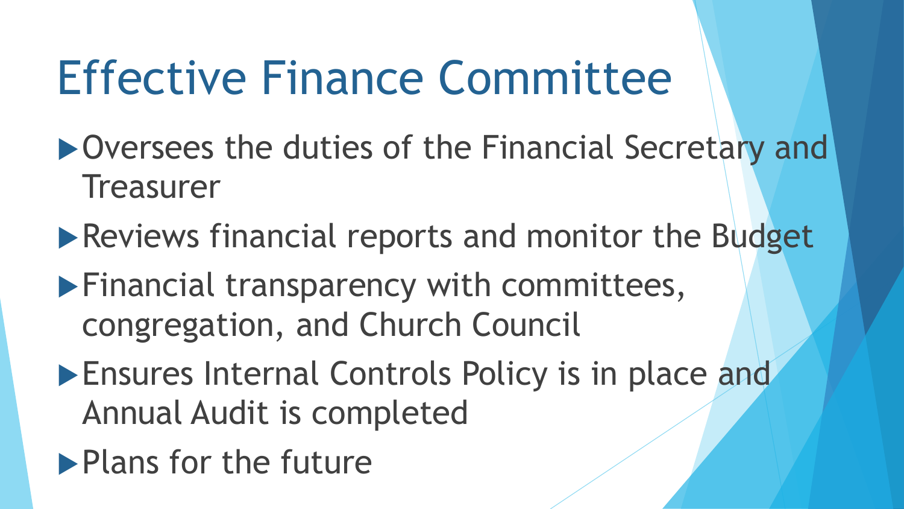# Effective Finance Committee

- Oversees the duties of the Financial Secretary and Treasurer
- Reviews financial reports and monitor the Budget
- Financial transparency with committees, congregation, and Church Council
- Ensures Internal Controls Policy is in place and Annual Audit is completed
- Plans for the future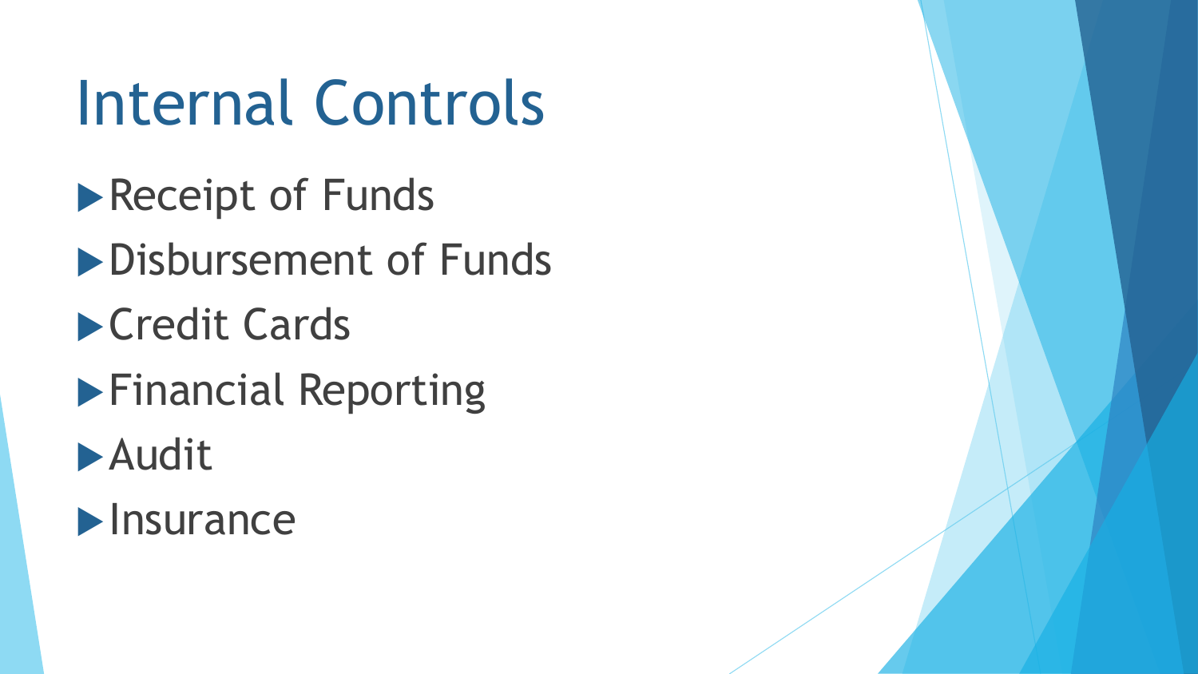# Internal Controls

- Receipt of Funds
- Disbursement of Funds
- Credit Cards
- Financial Reporting
- Audit
- Insurance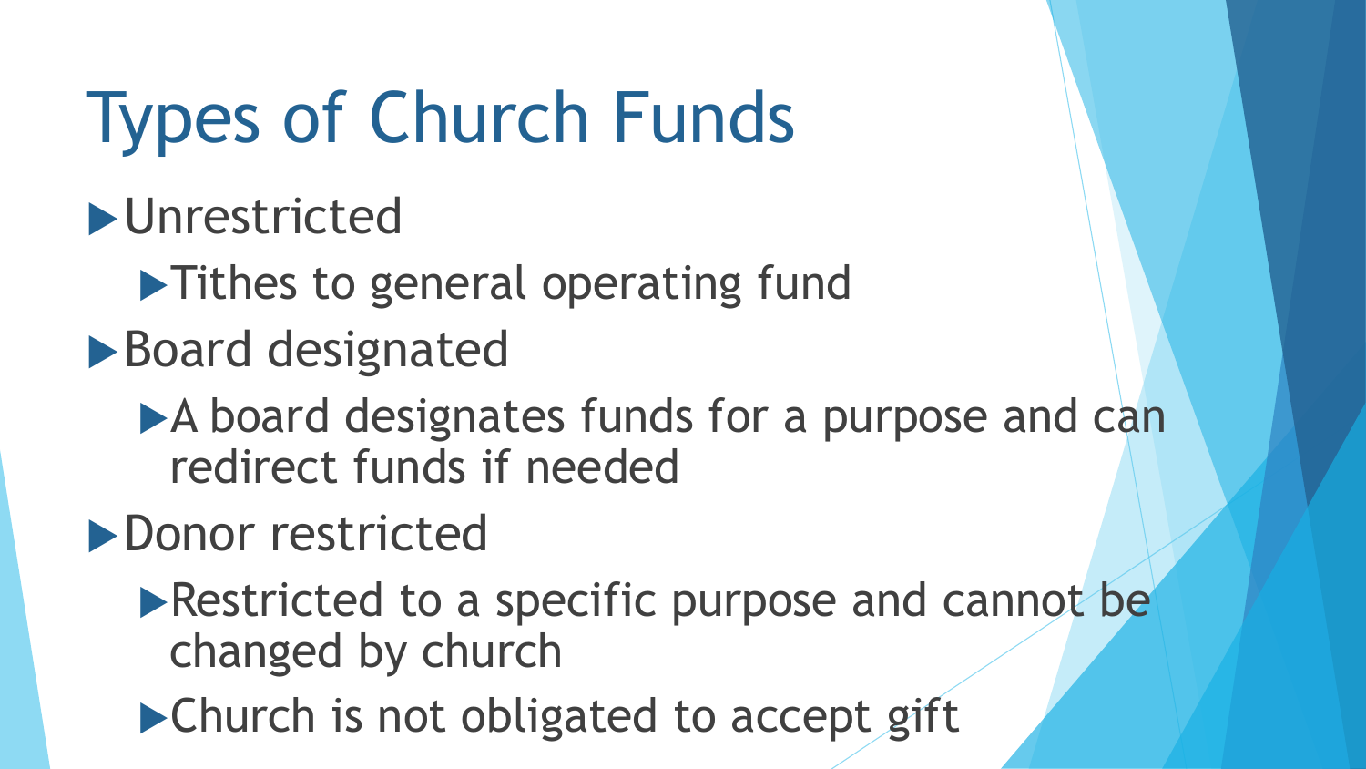# Types of Church Funds

- Unrestricted
  - Tithes to general operating fund
- Board designated
  - A board designates funds for a purpose and can redirect funds if needed
- Donor restricted
  - Restricted to a specific purpose and cannot be changed by church
  - Church is not obligated to accept gift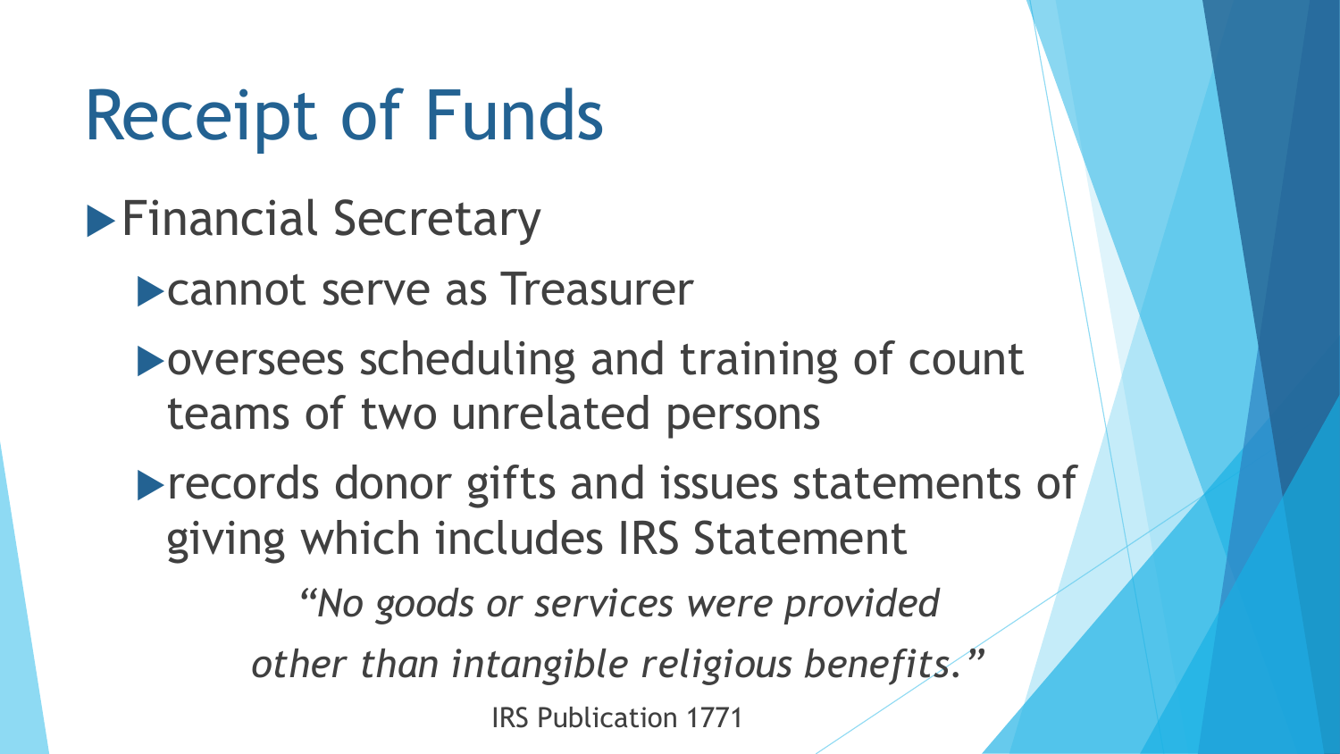# Receipt of Funds

- Financial Secretary
  - cannot serve as Treasurer
  - oversees scheduling and training of count teams of two unrelated persons
  - records donor gifts and issues statements of giving which includes IRS Statement

*"No goods or services were provided other than intangible religious benefits."*

IRS Publication 1771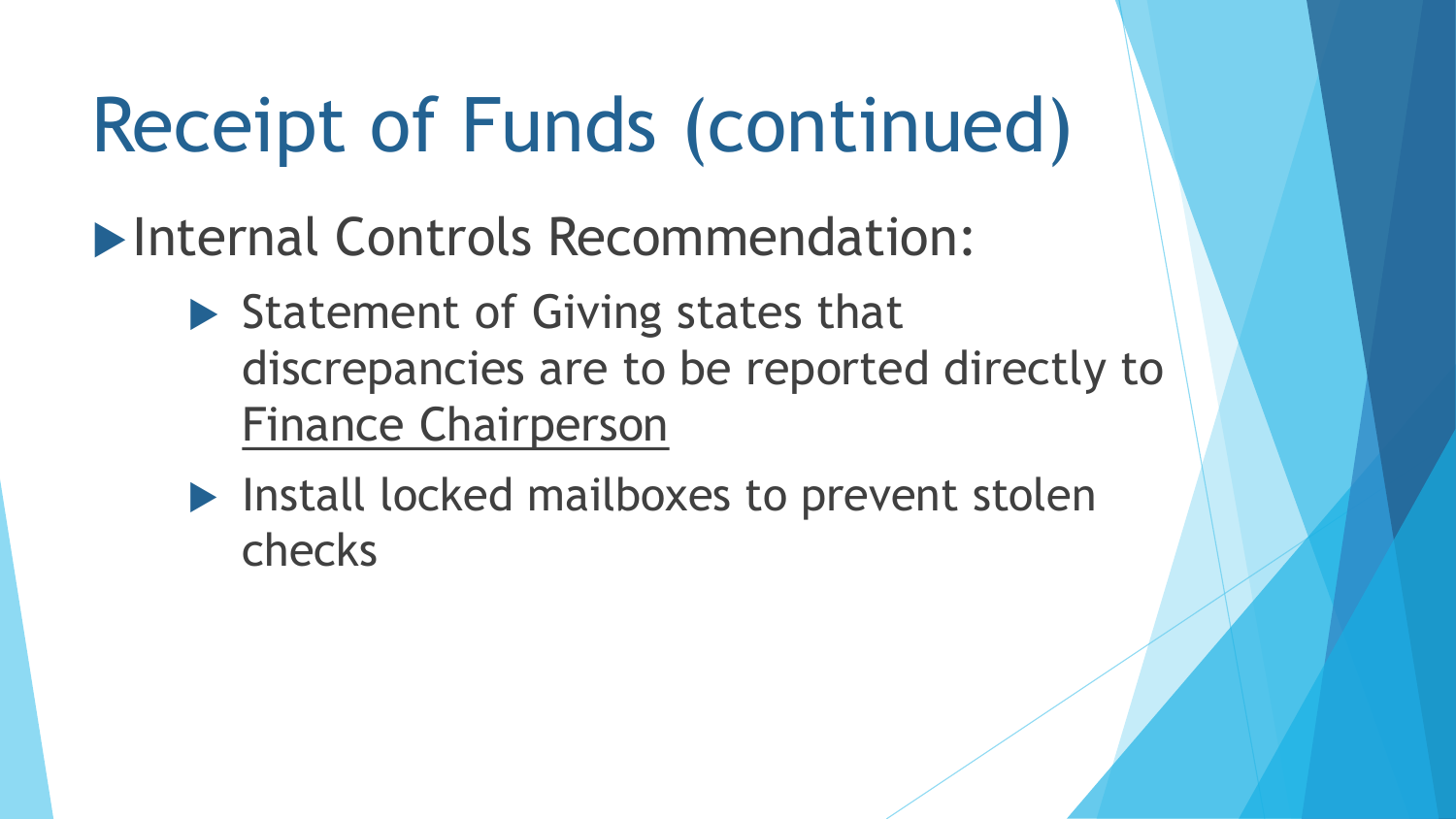# Receipt of Funds (continued)

- Internal Controls Recommendation:
  - Statement of Giving states that discrepancies are to be reported directly to <u>Finance Chairperson</u>
  - Install locked mailboxes to prevent stolen checks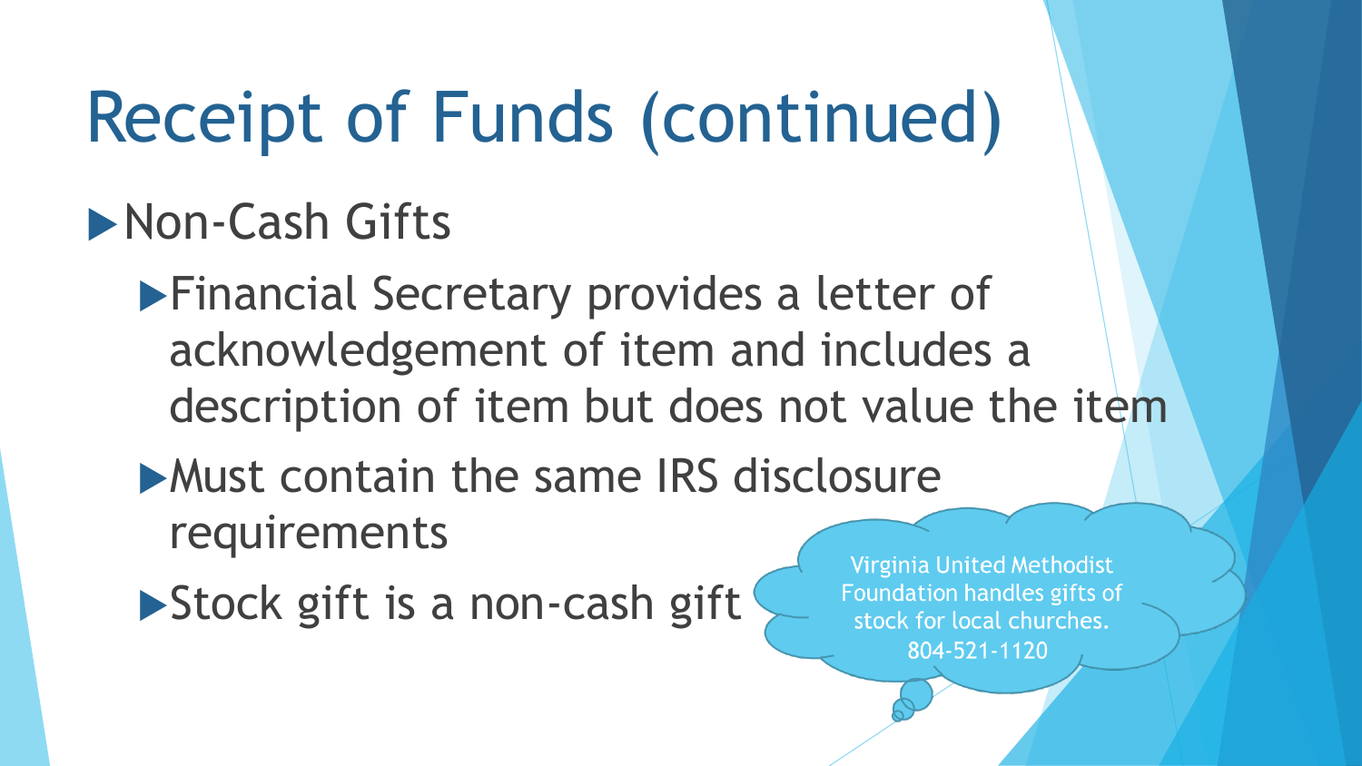# Receipt of Funds (continued)

- Non-Cash Gifts
  - Financial Secretary provides a letter of acknowledgement of item and includes a description of item but does not value the item
  - Must contain the same IRS disclosure requirements
  - Stock gift is a non-cash gift

Virginia United Methodist Foundation handles gifts of stock for local churches. 804-521-1120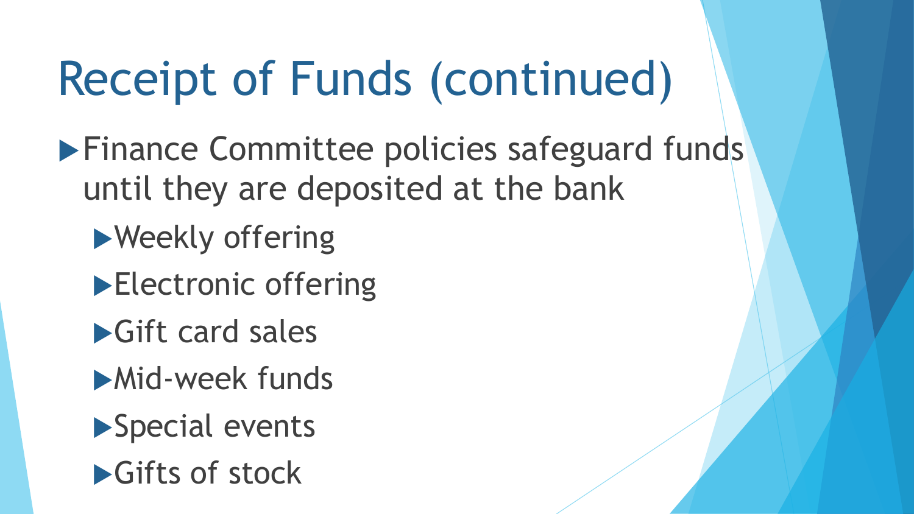# Receipt of Funds (continued)

- Finance Committee policies safeguard funds until they are deposited at the bank
  - Weekly offering
  - Electronic offering
  - Gift card sales
  - Mid-week funds
  - Special events
  - Gifts of stock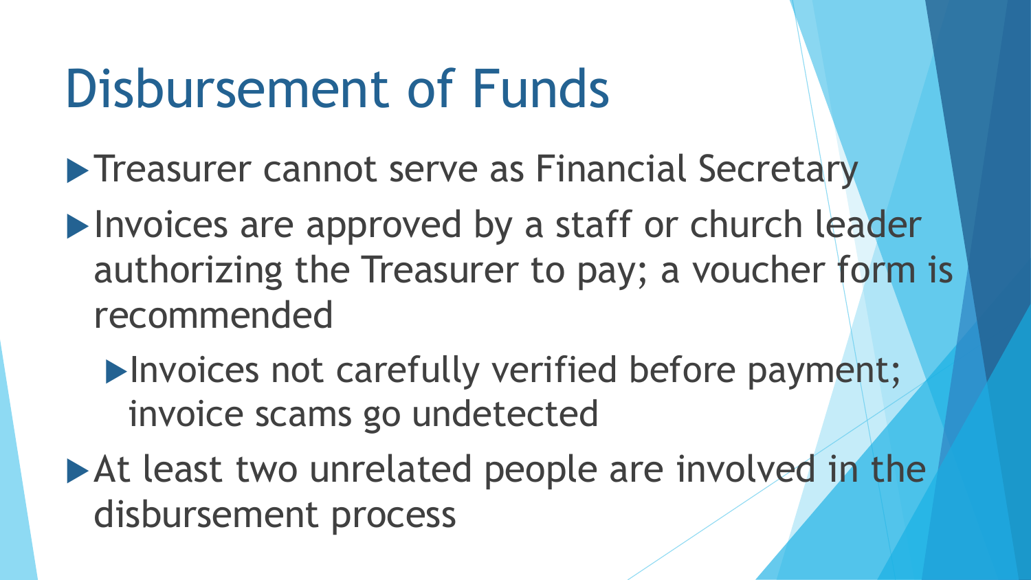# Disbursement of Funds

- Treasurer cannot serve as Financial Secretary
- Invoices are approved by a staff or church leader authorizing the Treasurer to pay; a voucher form is recommended
  - Invoices not carefully verified before payment; invoice scams go undetected
- At least two unrelated people are involved in the disbursement process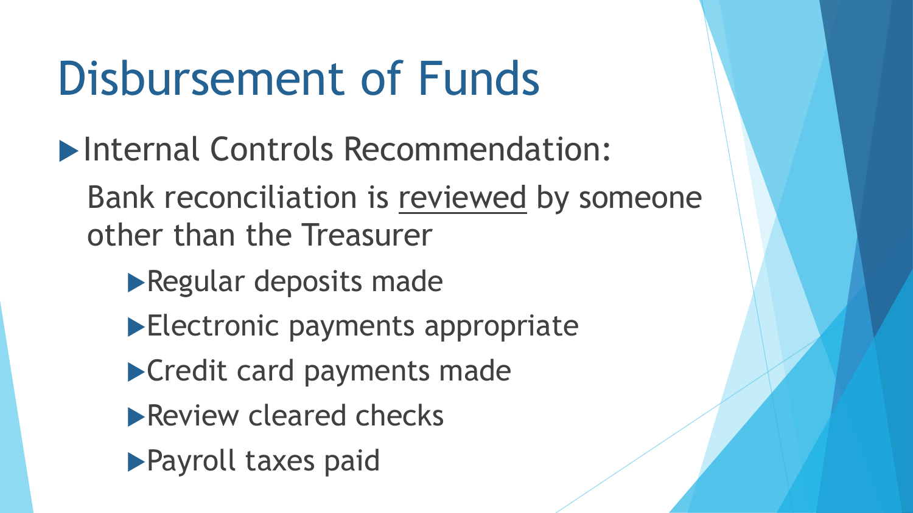# Disbursement of Funds

- Internal Controls Recommendation:

  Bank reconciliation is <u>reviewed</u> by someone other than the Treasurer

    - Regular deposits made
    - Electronic payments appropriate
    - Credit card payments made
    - Review cleared checks
    - Payroll taxes paid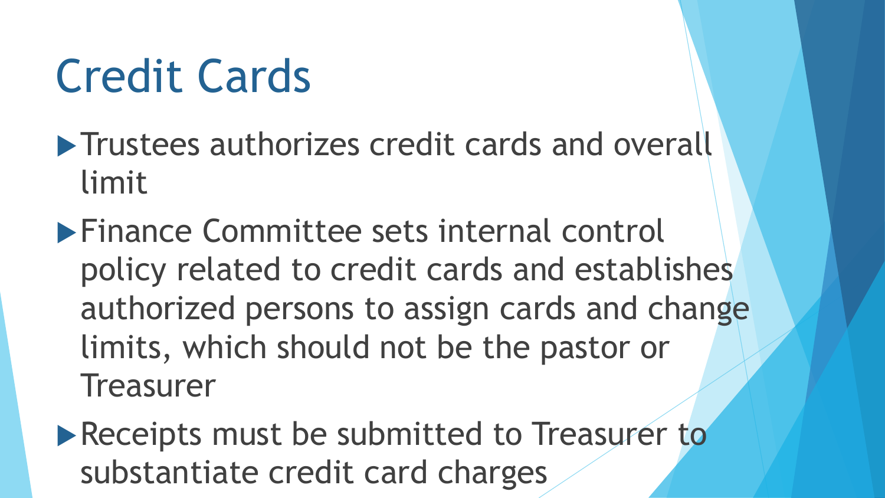# Credit Cards

- Trustees authorizes credit cards and overall limit
- Finance Committee sets internal control policy related to credit cards and establishes authorized persons to assign cards and change limits, which should not be the pastor or Treasurer
- Receipts must be submitted to Treasurer to substantiate credit card charges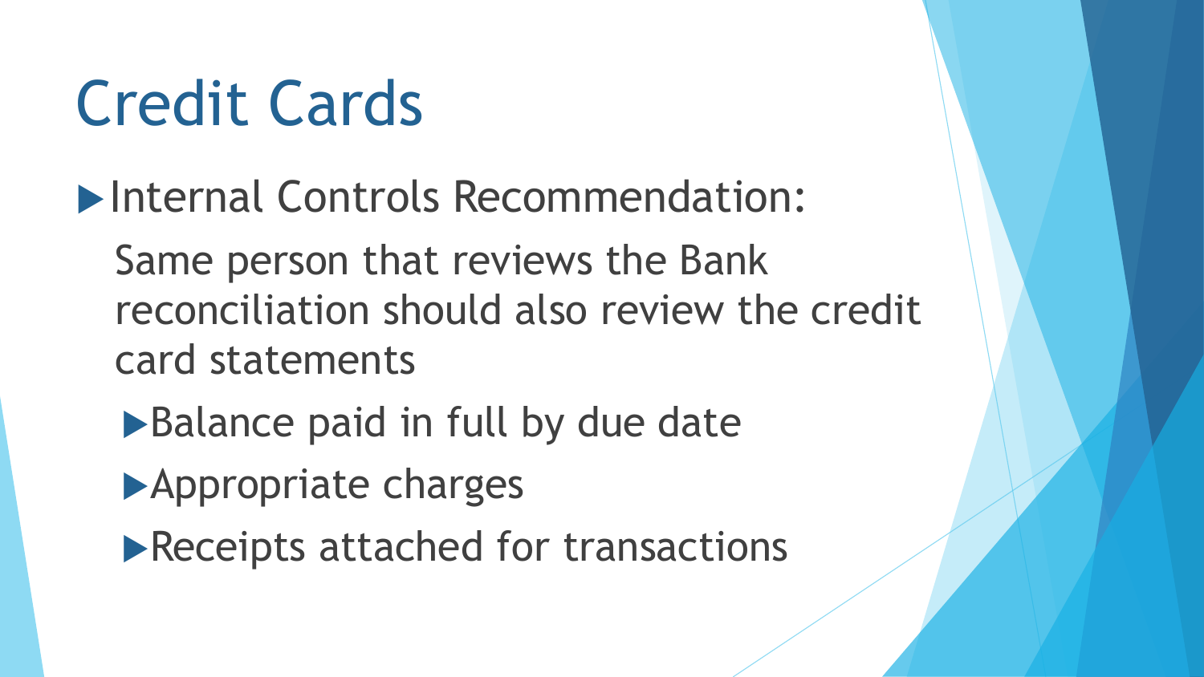# Credit Cards

- Internal Controls Recommendation:

  Same person that reviews the Bank reconciliation should also review the credit card statements

  - Balance paid in full by due date
  - Appropriate charges
  - Receipts attached for transactions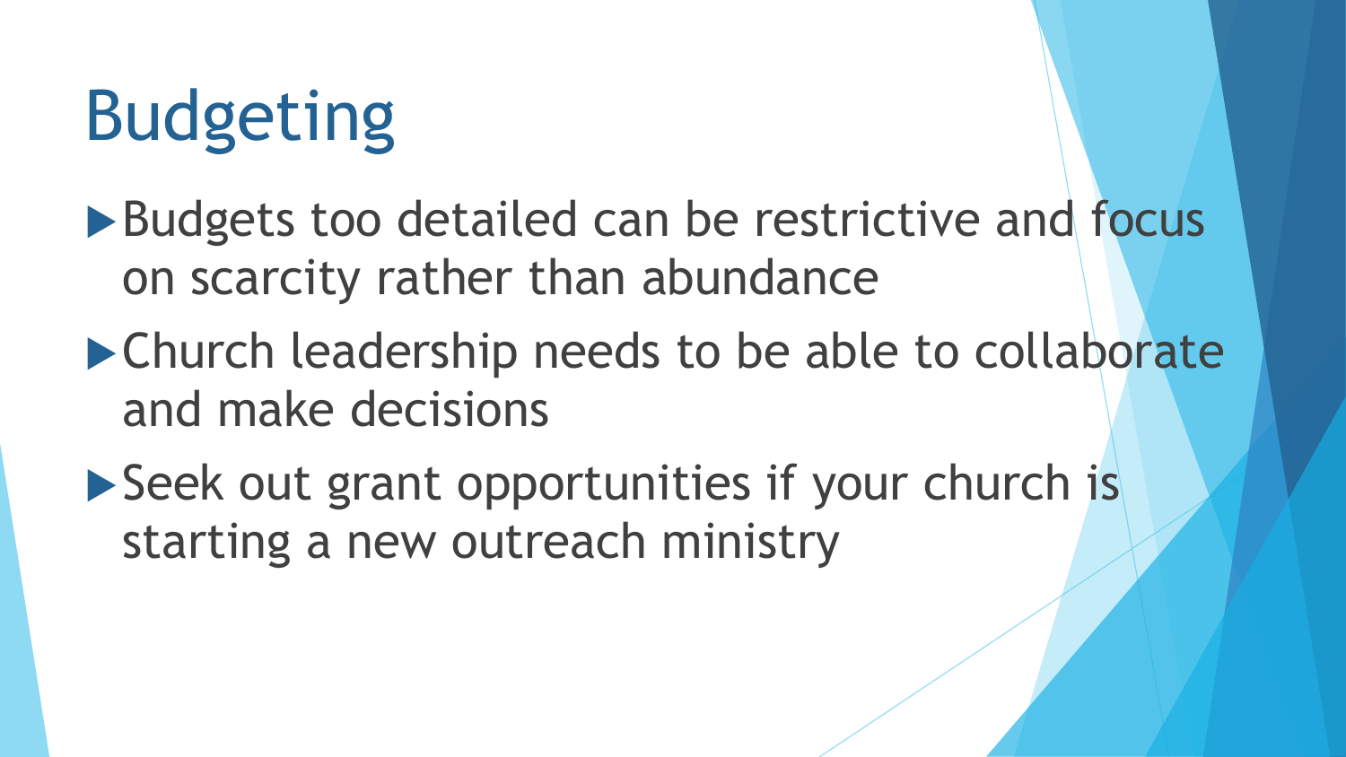# Budgeting

- Budgets too detailed can be restrictive and focus on scarcity rather than abundance
- Church leadership needs to be able to collaborate and make decisions
- Seek out grant opportunities if your church is starting a new outreach ministry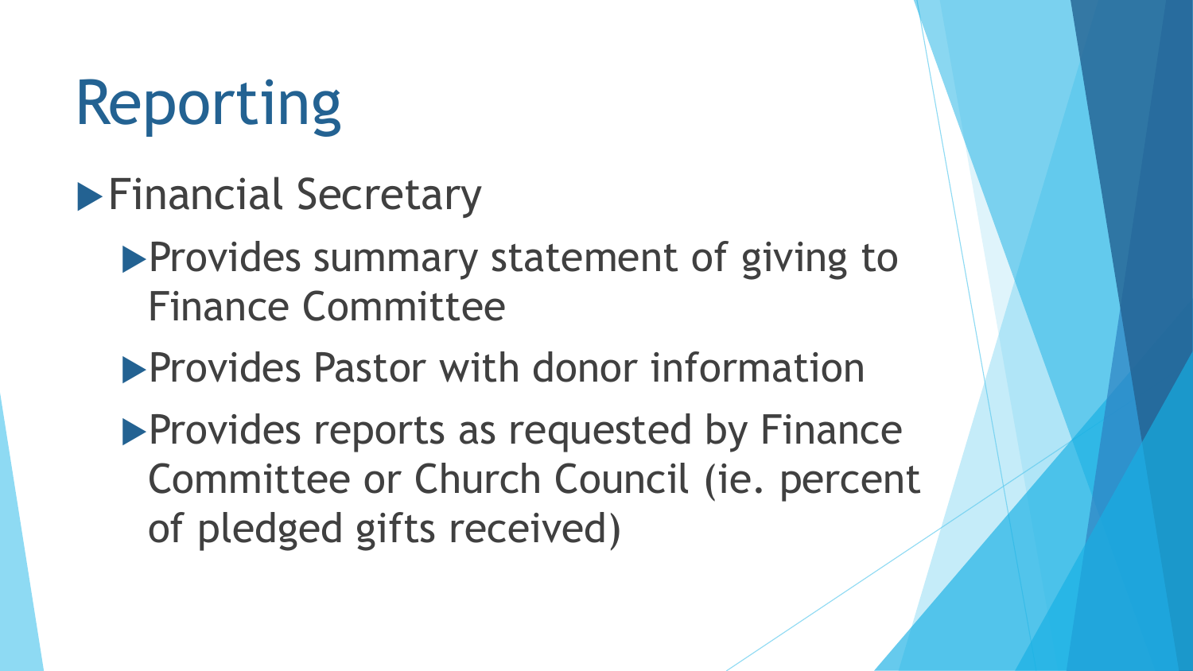# Reporting

- Financial Secretary
  - Provides summary statement of giving to Finance Committee
  - Provides Pastor with donor information
  - Provides reports as requested by Finance Committee or Church Council (ie. percent of pledged gifts received)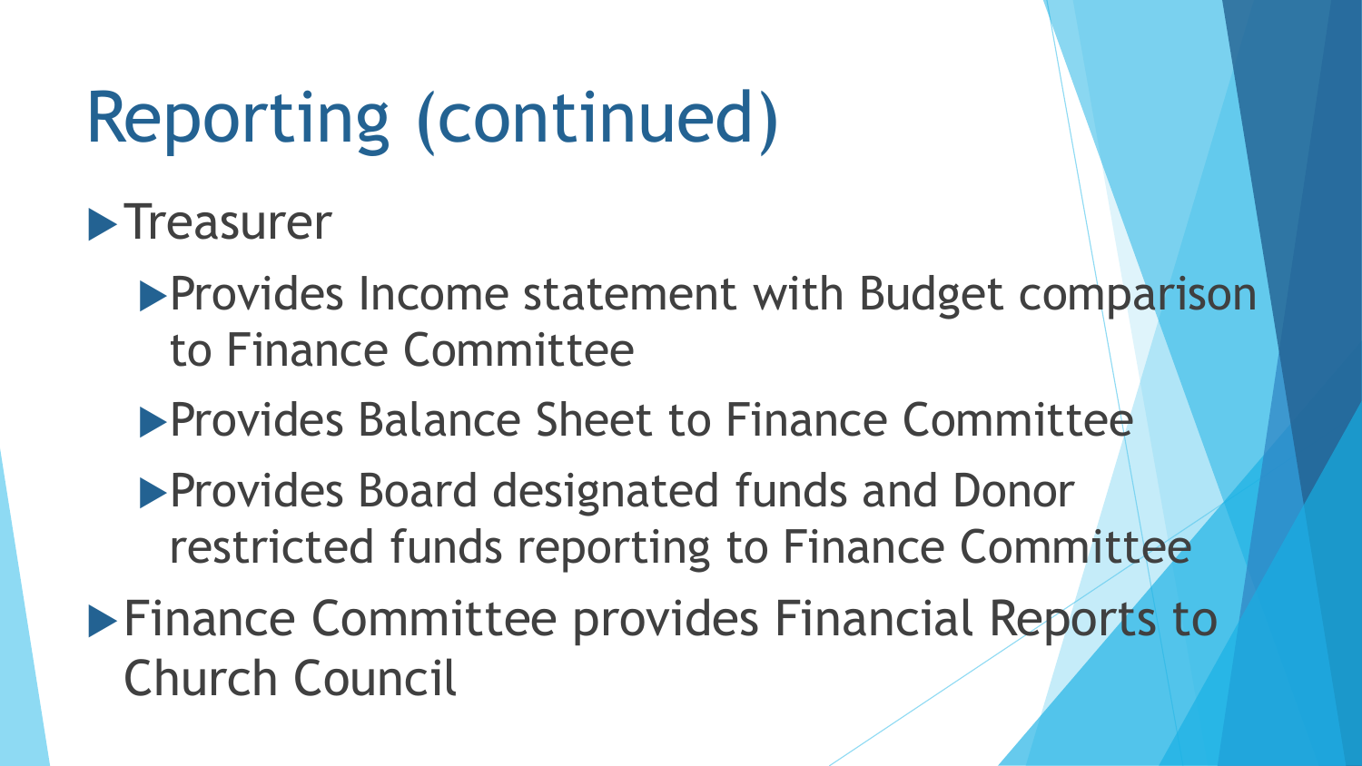# Reporting (continued)

- Treasurer
  - Provides Income statement with Budget comparison to Finance Committee
  - Provides Balance Sheet to Finance Committee
  - Provides Board designated funds and Donor restricted funds reporting to Finance Committee
- Finance Committee provides Financial Reports to Church Council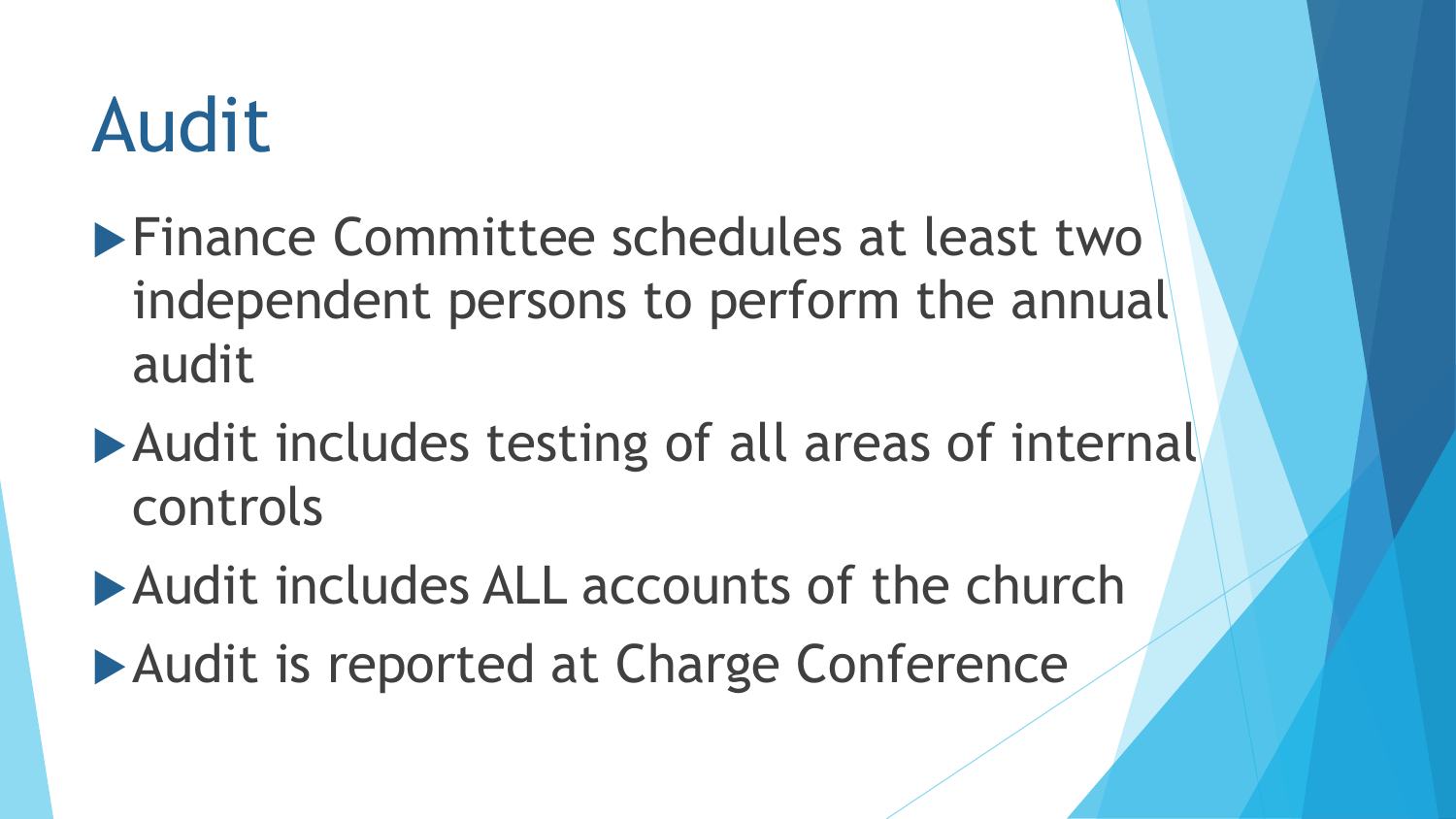# Audit

- Finance Committee schedules at least two independent persons to perform the annual audit
- Audit includes testing of all areas of internal controls
- Audit includes ALL accounts of the church
- Audit is reported at Charge Conference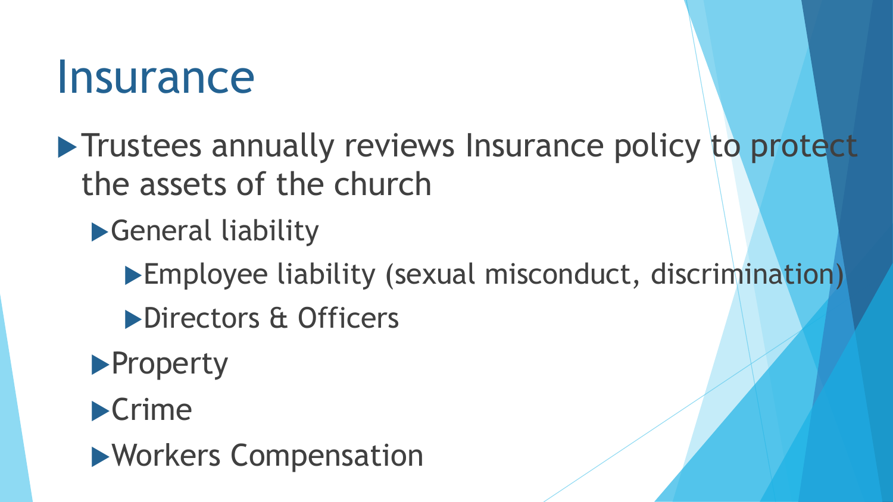# Insurance

- Trustees annually reviews Insurance policy to protect the assets of the church
  - General liability
    - Employee liability (sexual misconduct, discrimination)
    - Directors & Officers
  - Property
  - Crime
  - Workers Compensation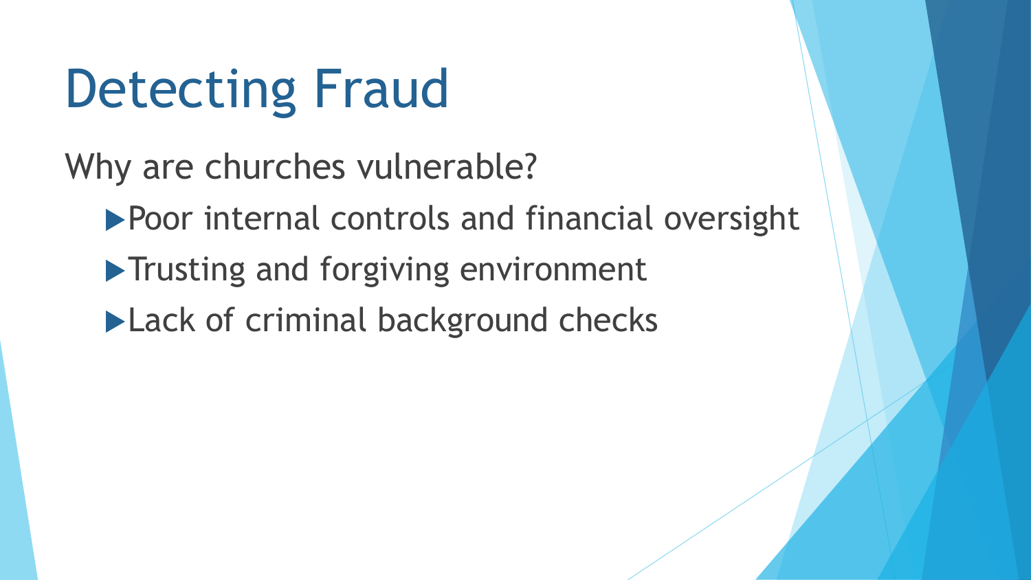# Detecting Fraud

Why are churches vulnerable?

- Poor internal controls and financial oversight
- Trusting and forgiving environment
- Lack of criminal background checks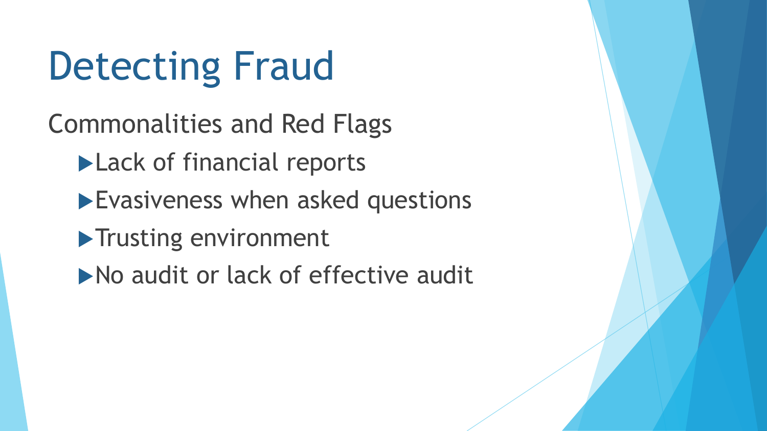# Detecting Fraud

Commonalities and Red Flags

- Lack of financial reports
- Evasiveness when asked questions
- Trusting environment
- No audit or lack of effective audit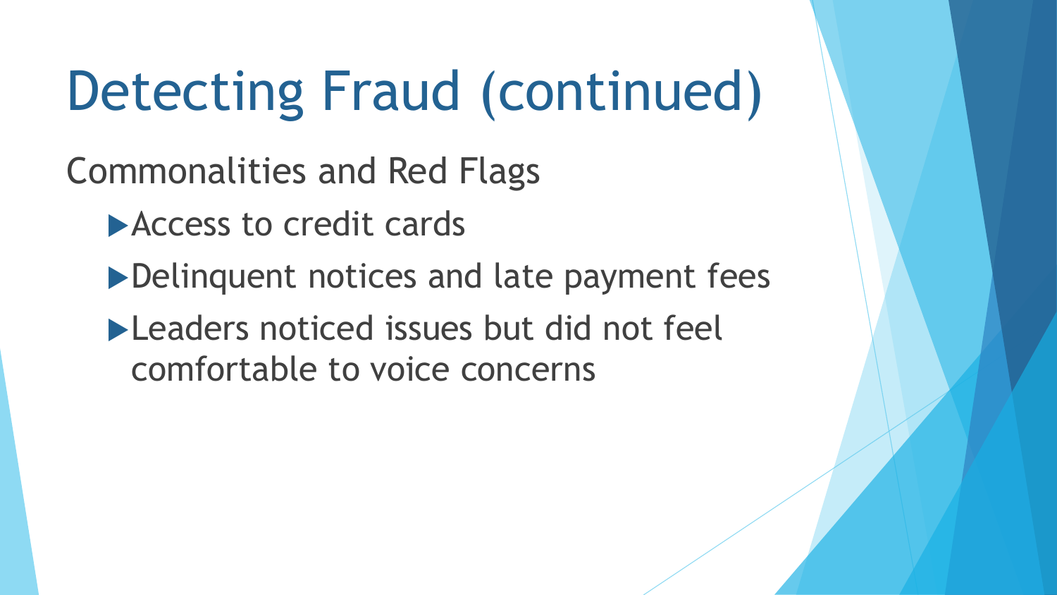# Detecting Fraud (continued)

Commonalities and Red Flags

- Access to credit cards
- Delinquent notices and late payment fees
- Leaders noticed issues but did not feel comfortable to voice concerns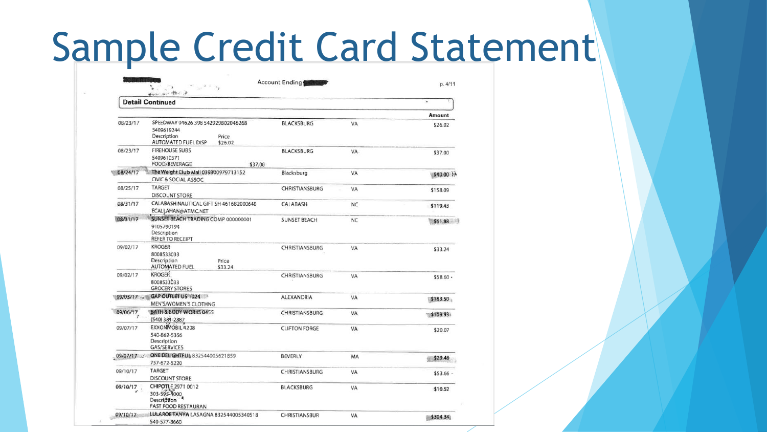# Sample Credit Card Statement

Account Ending

p. 4/11

**Detail Continued**

| Date | Description | City | State | Amount |
|---|---|---|---|---|
| 08/23/17 | SPEEDWAY 04626 398 542929802046268<br>5409619244<br>Description: AUTOMATED FUEL DISP — Price: $26.02 | BLACKSBURG | VA | $26.02 |
| 08/23/17 | FIREHOUSE SUBS<br>5409610371<br>FOOD/BEVERAGE — $37.00 | BLACKSBURG | VA | $37.00 |
| 08/24/17 | The Weight Club Mall 039300979713152<br>CIVIC & SOCIAL ASSOC | Blacksburg | VA | $40.00 |
| 08/25/17 | TARGET<br>DISCOUNT STORE | CHRISTIANSBURG | VA | $158.09 |
| 08/31/17 | CALABASH NAUTICAL GIFT SH 461682000648<br>ECALLAHAN@ATMC.NET | CALABASH | NC | $119.43 |
| 08/31/17 | SUNSET BEACH TRADING COMP 000000001<br>9105790194<br>Description: REFER TO RECEIPT | SUNSET BEACH | NC | $61.88 |
| 09/02/17 | KROGER<br>8008533033<br>Description: AUTOMATED FUEL — Price: $33.24 | CHRISTIANSBURG | VA | $33.24 |
| 09/02/17 | KROGER<br>8008533033<br>GROCERY STORES | CHRISTIANSBURG | VA | $58.60 |
| 09/03/17 | GAP OUTLET US 1024<br>MEN'S/WOMEN'S CLOTHNG | ALEXANDRIA | VA | $183.50 |
| 09/06/17 | BATH & BODY WORKS 0455<br>(540) 381-2887 | CHRISTIANSBURG | VA | $109.93 |
| 09/07/17 | EXXONMOBIL 4208<br>540-862-5356<br>Description: GAS/SERVICES | CLIFTON FORGE | VA | $20.07 |
| 09/07/17 | ONE DELIGHTFUL 832544005621859<br>757-672-5220 | BEVERLY | MA | $29.48 |
| 09/10/17 | TARGET<br>DISCOUNT STORE | CHRISTIANSBURG | VA | $53.66 |
| 09/10/17 | CHIPOTLE 2971 0012<br>303-595-4000<br>Description: FAST FOOD RESTAURAN | BLACKSBURG | VA | $10.52 |
| 09/10/17 | LULAROE TANYA LASAGNA 832544005340518<br>540-577-8660 | CHRISTIANSBUR | VA | $304.34 |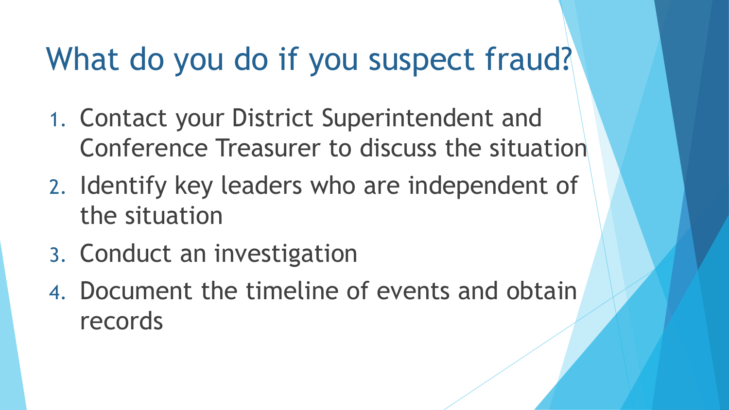# What do you do if you suspect fraud?

1. Contact your District Superintendent and Conference Treasurer to discuss the situation
2. Identify key leaders who are independent of the situation
3. Conduct an investigation
4. Document the timeline of events and obtain records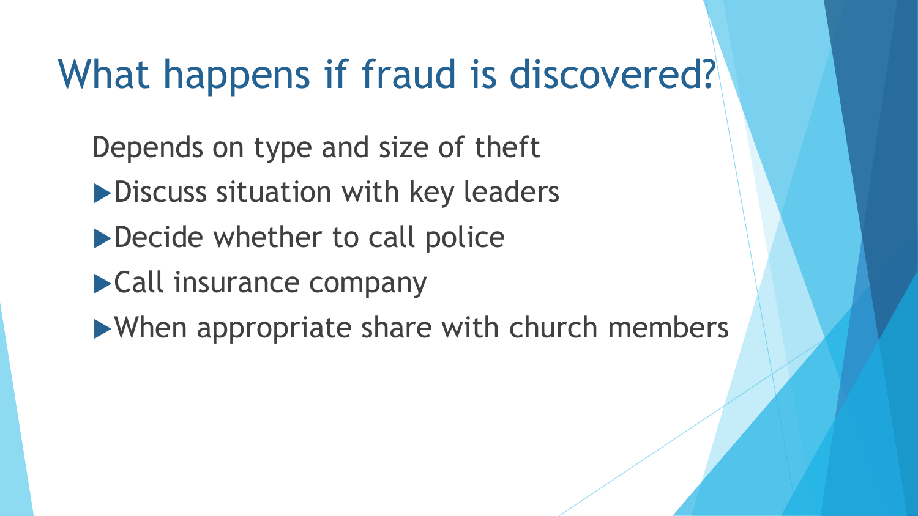# What happens if fraud is discovered?

Depends on type and size of theft

- Discuss situation with key leaders
- Decide whether to call police
- Call insurance company
- When appropriate share with church members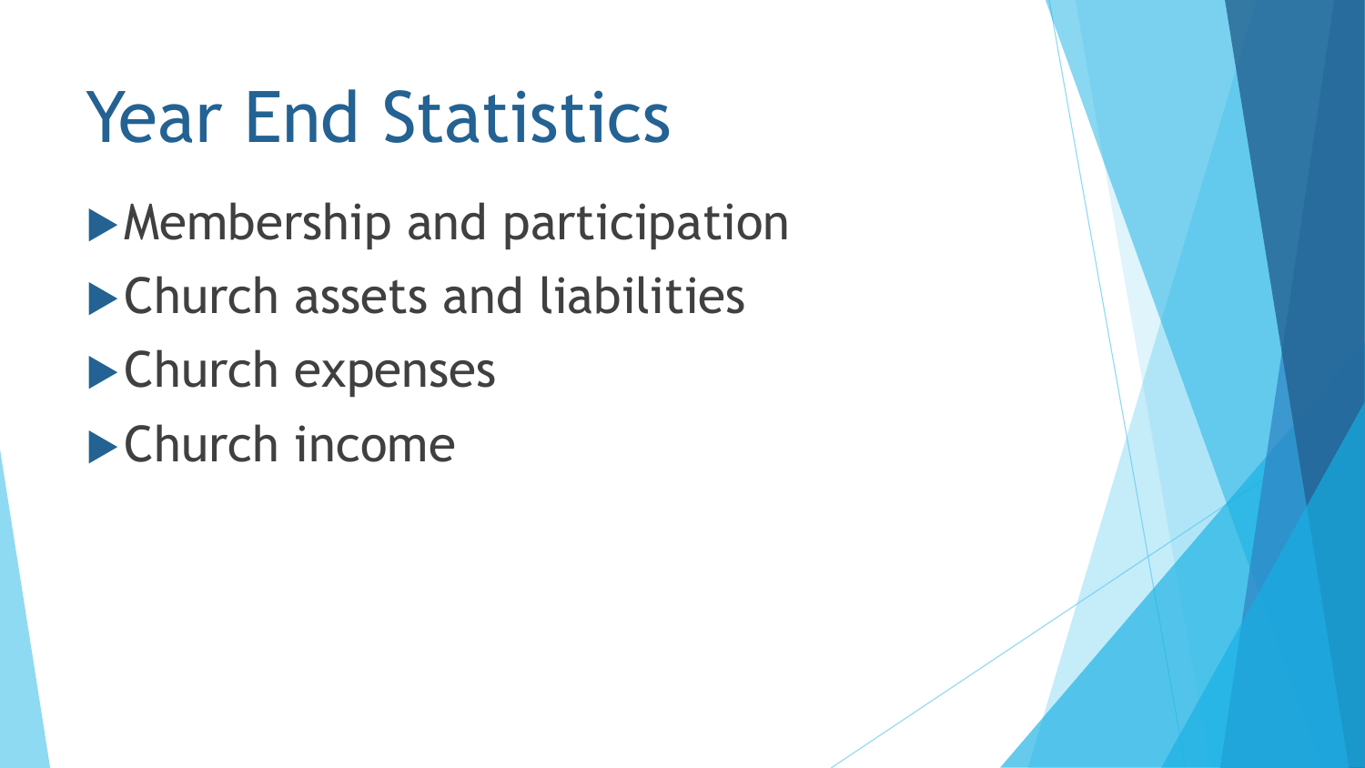# Year End Statistics

- Membership and participation
- Church assets and liabilities
- Church expenses
- Church income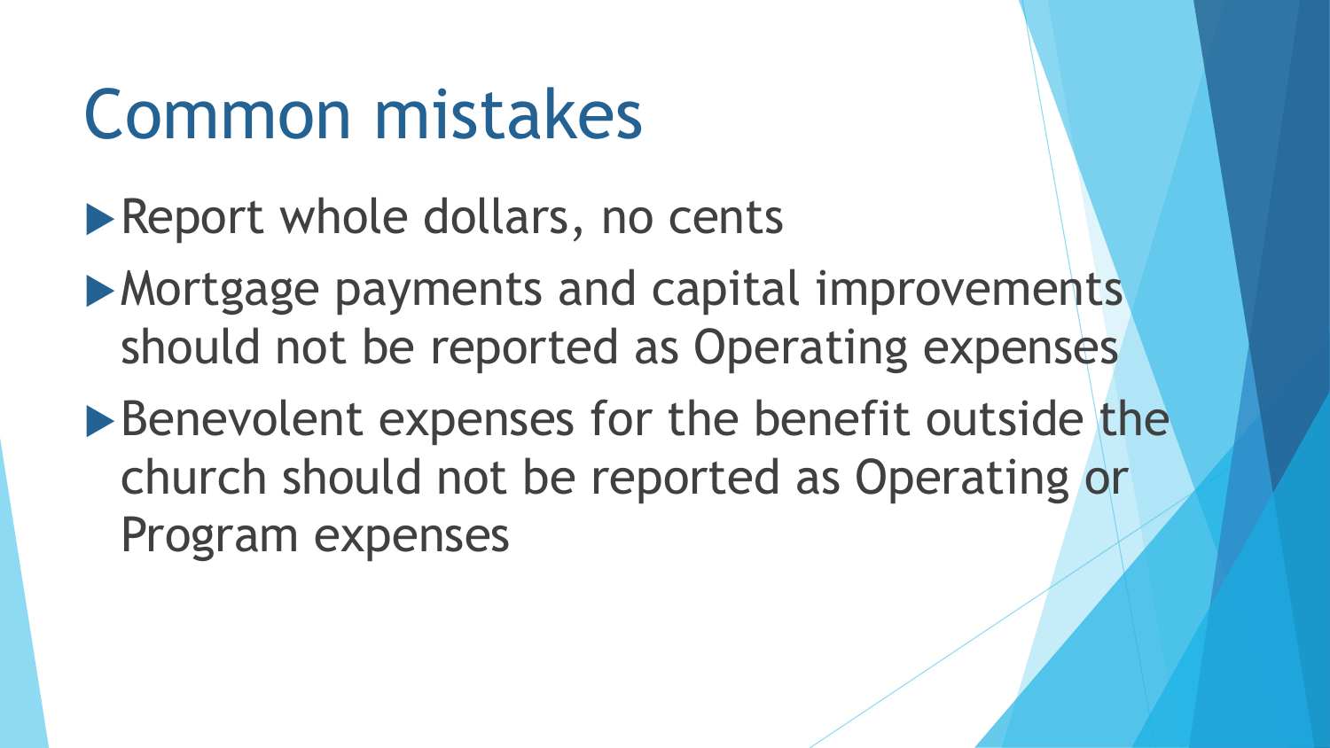# Common mistakes

- Report whole dollars, no cents
- Mortgage payments and capital improvements should not be reported as Operating expenses
- Benevolent expenses for the benefit outside the church should not be reported as Operating or Program expenses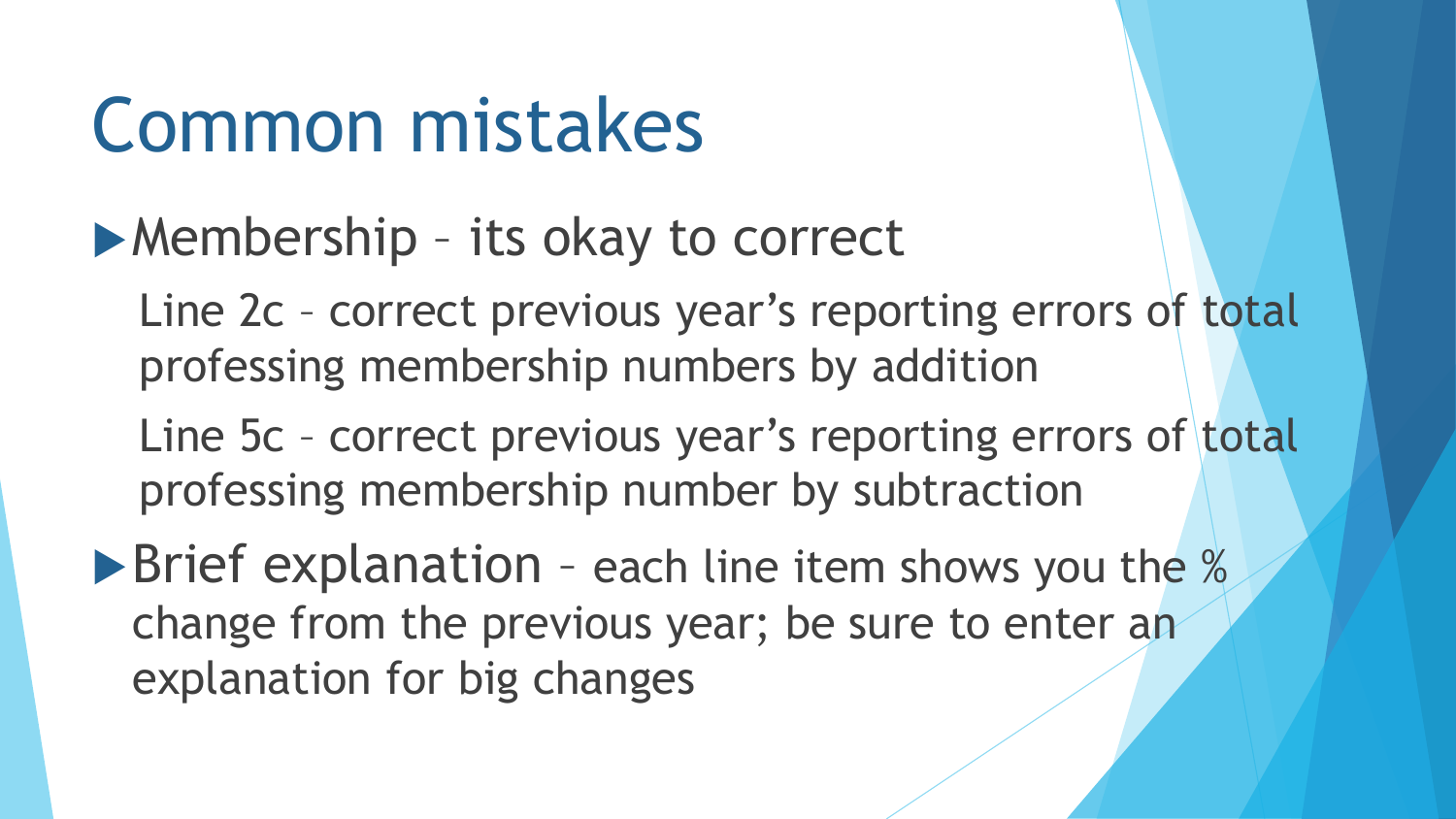# Common mistakes

- Membership – its okay to correct

  Line 2c – correct previous year's reporting errors of total professing membership numbers by addition

  Line 5c – correct previous year's reporting errors of total professing membership number by subtraction

- Brief explanation – each line item shows you the % change from the previous year; be sure to enter an explanation for big changes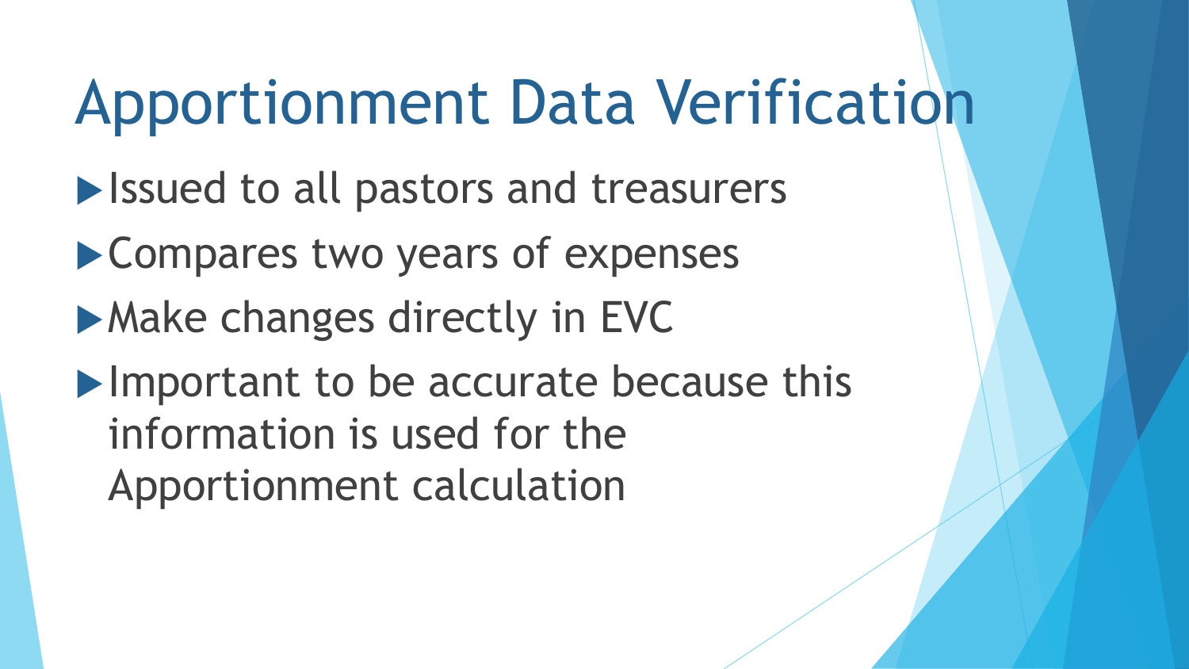# Apportionment Data Verification

- Issued to all pastors and treasurers
- Compares two years of expenses
- Make changes directly in EVC
- Important to be accurate because this information is used for the Apportionment calculation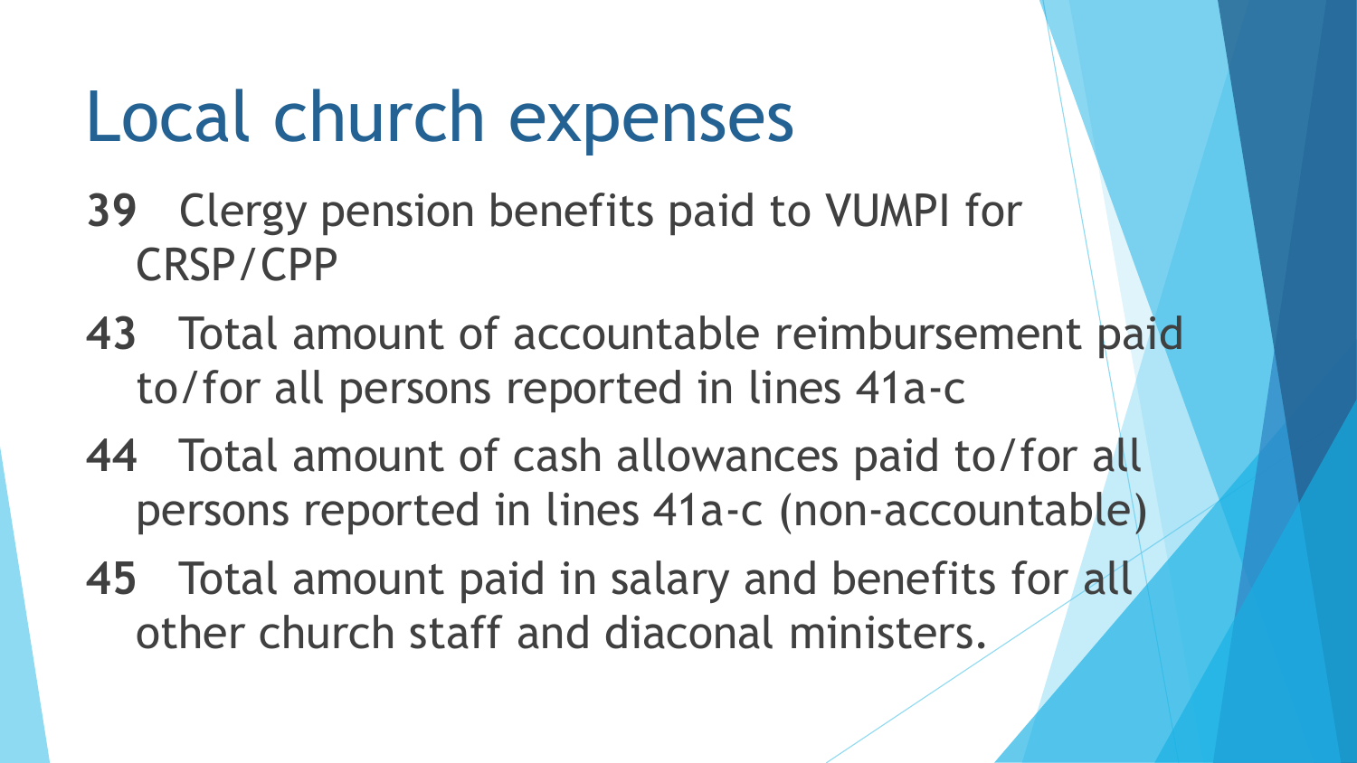# Local church expenses

**39** Clergy pension benefits paid to VUMPI for CRSP/CPP

**43** Total amount of accountable reimbursement paid to/for all persons reported in lines 41a-c

**44** Total amount of cash allowances paid to/for all persons reported in lines 41a-c (non-accountable)

**45** Total amount paid in salary and benefits for all other church staff and diaconal ministers.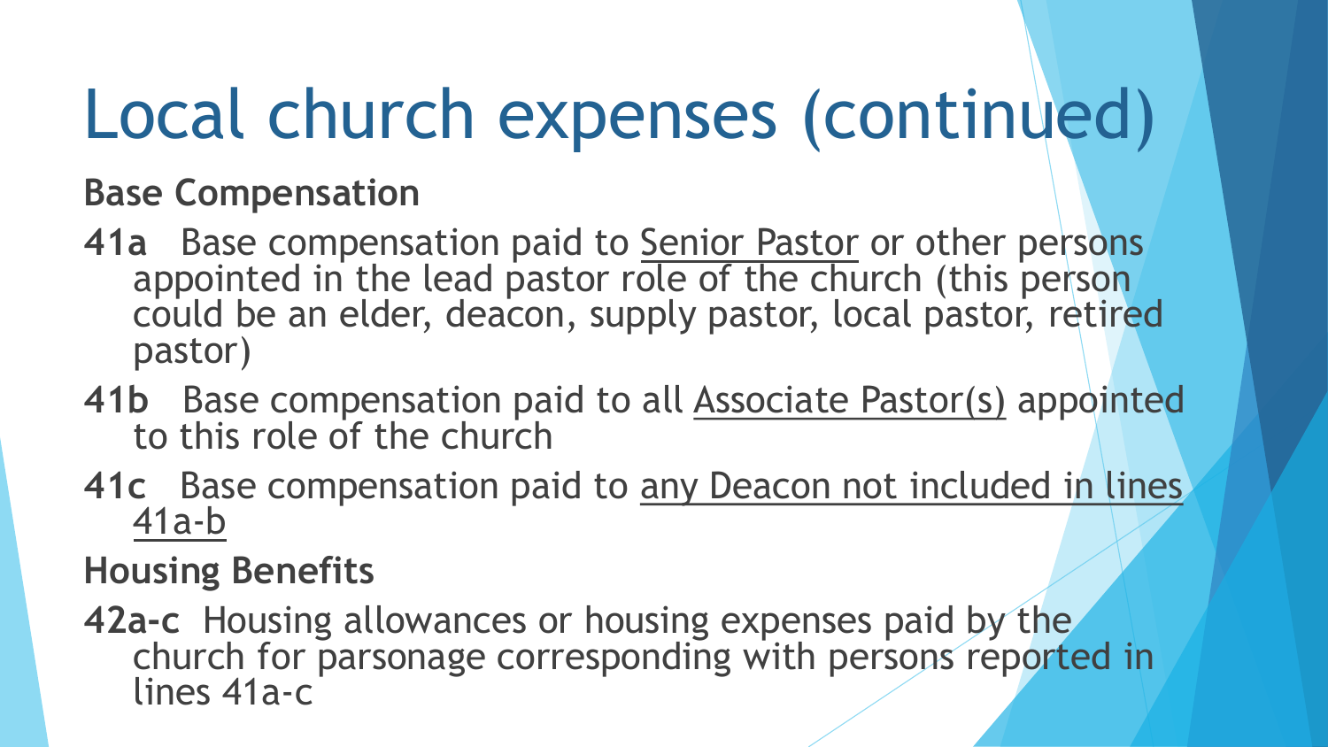# Local church expenses (continued)

**Base Compensation**

**41a** Base compensation paid to Senior Pastor or other persons appointed in the lead pastor role of the church (this person could be an elder, deacon, supply pastor, local pastor, retired pastor)

**41b** Base compensation paid to all Associate Pastor(s) appointed to this role of the church

**41c** Base compensation paid to any Deacon not included in lines 41a-b

**Housing Benefits**

**42a-c** Housing allowances or housing expenses paid by the church for parsonage corresponding with persons reported in lines 41a-c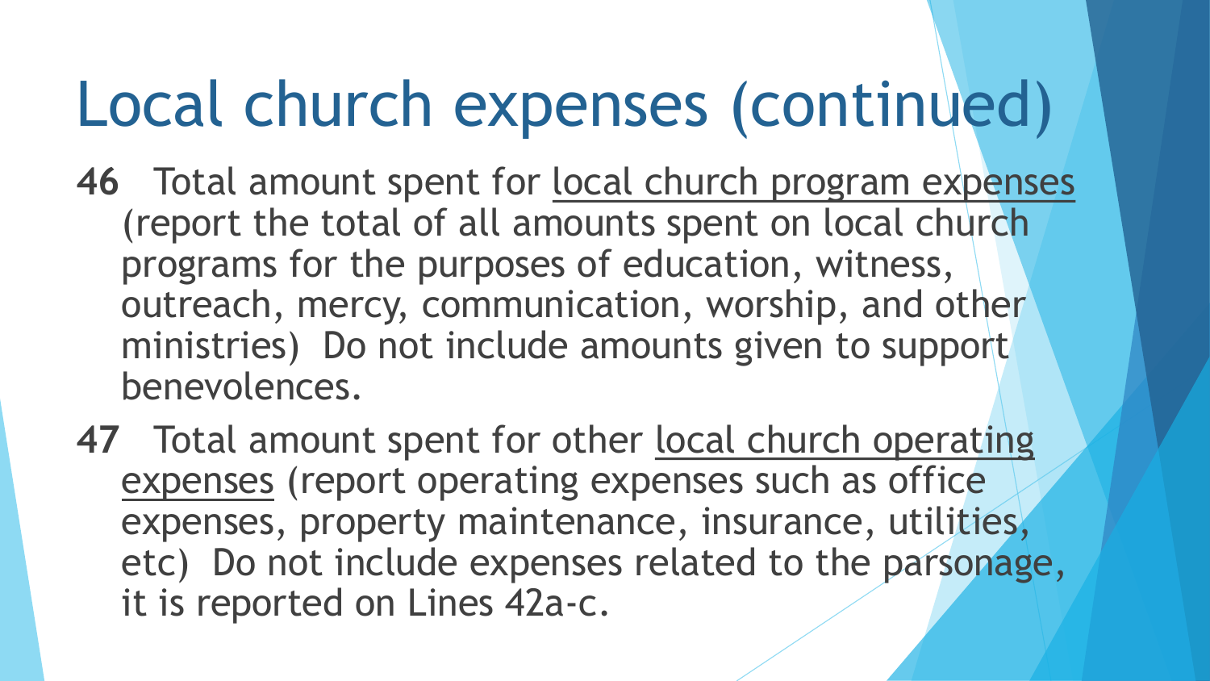# Local church expenses (continued)

**46** Total amount spent for local church program expenses (report the total of all amounts spent on local church programs for the purposes of education, witness, outreach, mercy, communication, worship, and other ministries) Do not include amounts given to support benevolences.

**47** Total amount spent for other local church operating expenses (report operating expenses such as office expenses, property maintenance, insurance, utilities, etc) Do not include expenses related to the parsonage, it is reported on Lines 42a-c.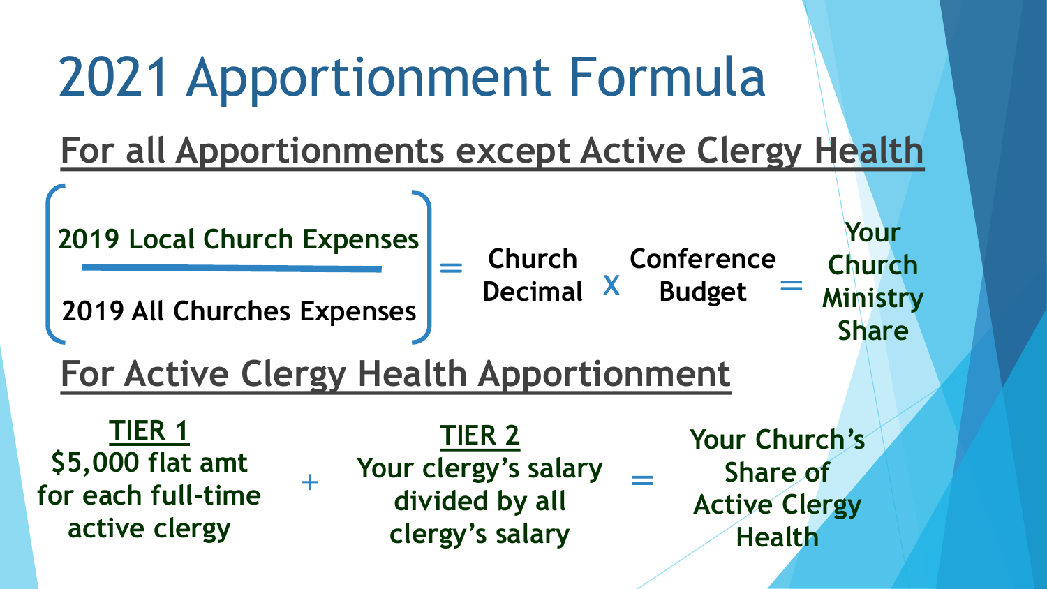# 2021 Apportionment Formula

## For all Apportionments except Active Clergy Health

$$\left[\frac{\text{2019 Local Church Expenses}}{\text{2019 All Churches Expenses}}\right] = \text{Church Decimal} \times \text{Conference Budget} = \text{Your Church Ministry Share}$$

## For Active Clergy Health Apportionment

**TIER 1**
$5,000 flat amt for each full-time active clergy

\+

**TIER 2**
Your clergy's salary divided by all clergy's salary

=

Your Church's Share of Active Clergy Health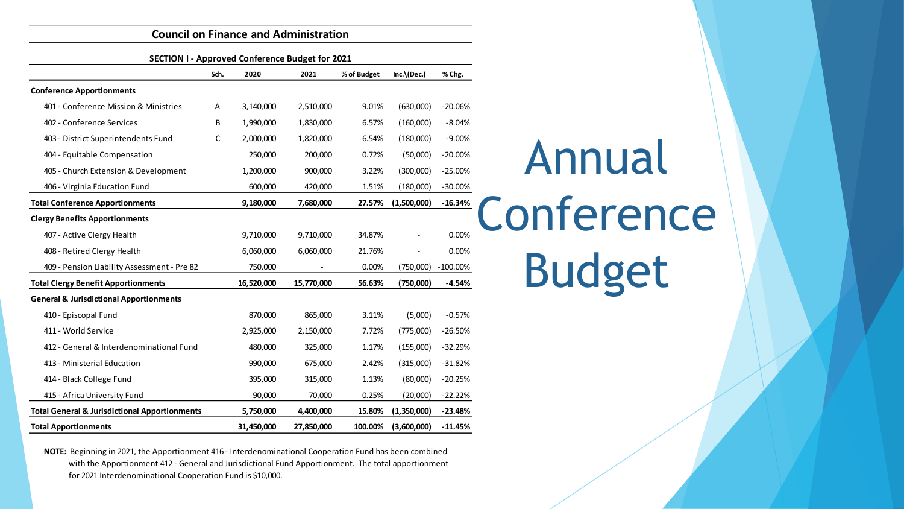# Annual Conference Budget

## Council on Finance and Administration

### SECTION I - Approved Conference Budget for 2021

| | Sch. | 2020 | 2021 | % of Budget | Inc.\(Dec.) | % Chg. |
|---|---|---|---|---|---|---|
| **Conference Apportionments** | | | | | | |
| 401 - Conference Mission & Ministries | A | 3,140,000 | 2,510,000 | 9.01% | (630,000) | -20.06% |
| 402 - Conference Services | B | 1,990,000 | 1,830,000 | 6.57% | (160,000) | -8.04% |
| 403 - District Superintendents Fund | C | 2,000,000 | 1,820,000 | 6.54% | (180,000) | -9.00% |
| 404 - Equitable Compensation | | 250,000 | 200,000 | 0.72% | (50,000) | -20.00% |
| 405 - Church Extension & Development | | 1,200,000 | 900,000 | 3.22% | (300,000) | -25.00% |
| 406 - Virginia Education Fund | | 600,000 | 420,000 | 1.51% | (180,000) | -30.00% |
| **Total Conference Apportionments** | | **9,180,000** | **7,680,000** | **27.57%** | **(1,500,000)** | **-16.34%** |
| **Clergy Benefits Apportionments** | | | | | | |
| 407 - Active Clergy Health | | 9,710,000 | 9,710,000 | 34.87% | - | 0.00% |
| 408 - Retired Clergy Health | | 6,060,000 | 6,060,000 | 21.76% | - | 0.00% |
| 409 - Pension Liability Assessment - Pre 82 | | 750,000 | - | 0.00% | (750,000) | -100.00% |
| **Total Clergy Benefit Apportionments** | | **16,520,000** | **15,770,000** | **56.63%** | **(750,000)** | **-4.54%** |
| **General & Jurisdictional Apportionments** | | | | | | |
| 410 - Episcopal Fund | | 870,000 | 865,000 | 3.11% | (5,000) | -0.57% |
| 411 - World Service | | 2,925,000 | 2,150,000 | 7.72% | (775,000) | -26.50% |
| 412 - General & Interdenominational Fund | | 480,000 | 325,000 | 1.17% | (155,000) | -32.29% |
| 413 - Ministerial Education | | 990,000 | 675,000 | 2.42% | (315,000) | -31.82% |
| 414 - Black College Fund | | 395,000 | 315,000 | 1.13% | (80,000) | -20.25% |
| 415 - Africa University Fund | | 90,000 | 70,000 | 0.25% | (20,000) | -22.22% |
| **Total General & Jurisdictional Apportionments** | | **5,750,000** | **4,400,000** | **15.80%** | **(1,350,000)** | **-23.48%** |
| **Total Apportionments** | | **31,450,000** | **27,850,000** | **100.00%** | **(3,600,000)** | **-11.45%** |

**NOTE:** Beginning in 2021, the Apportionment 416 - Interdenominational Cooperation Fund has been combined with the Apportionment 412 - General and Jurisdictional Fund Apportionment. The total apportionment for 2021 Interdenominational Cooperation Fund is $10,000.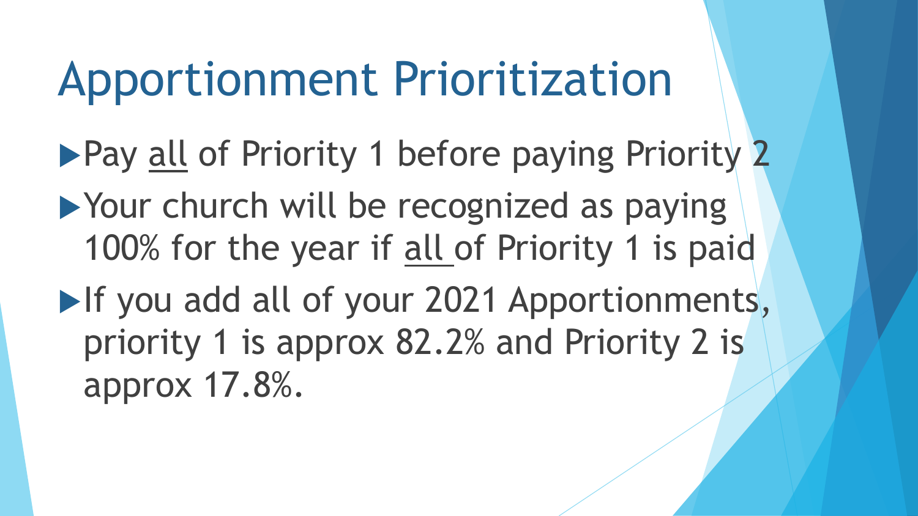# Apportionment Prioritization

- Pay <u>all</u> of Priority 1 before paying Priority 2
- Your church will be recognized as paying 100% for the year if <u>all</u> of Priority 1 is paid
- If you add all of your 2021 Apportionments, priority 1 is approx 82.2% and Priority 2 is approx 17.8%.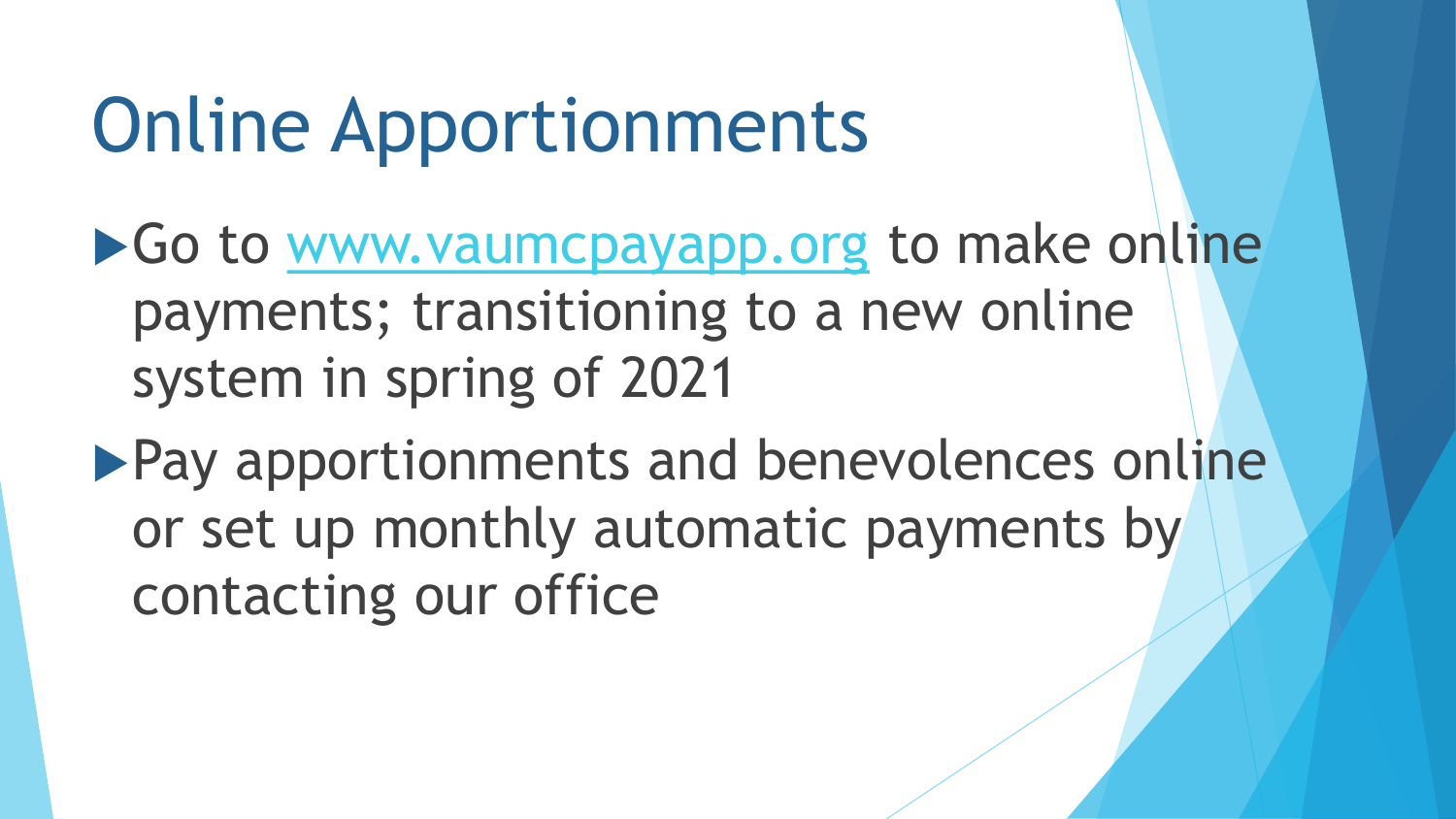# Online Apportionments

- Go to [www.vaumcpayapp.org](http://www.vaumcpayapp.org) to make online payments; transitioning to a new online system in spring of 2021
- Pay apportionments and benevolences online or set up monthly automatic payments by contacting our office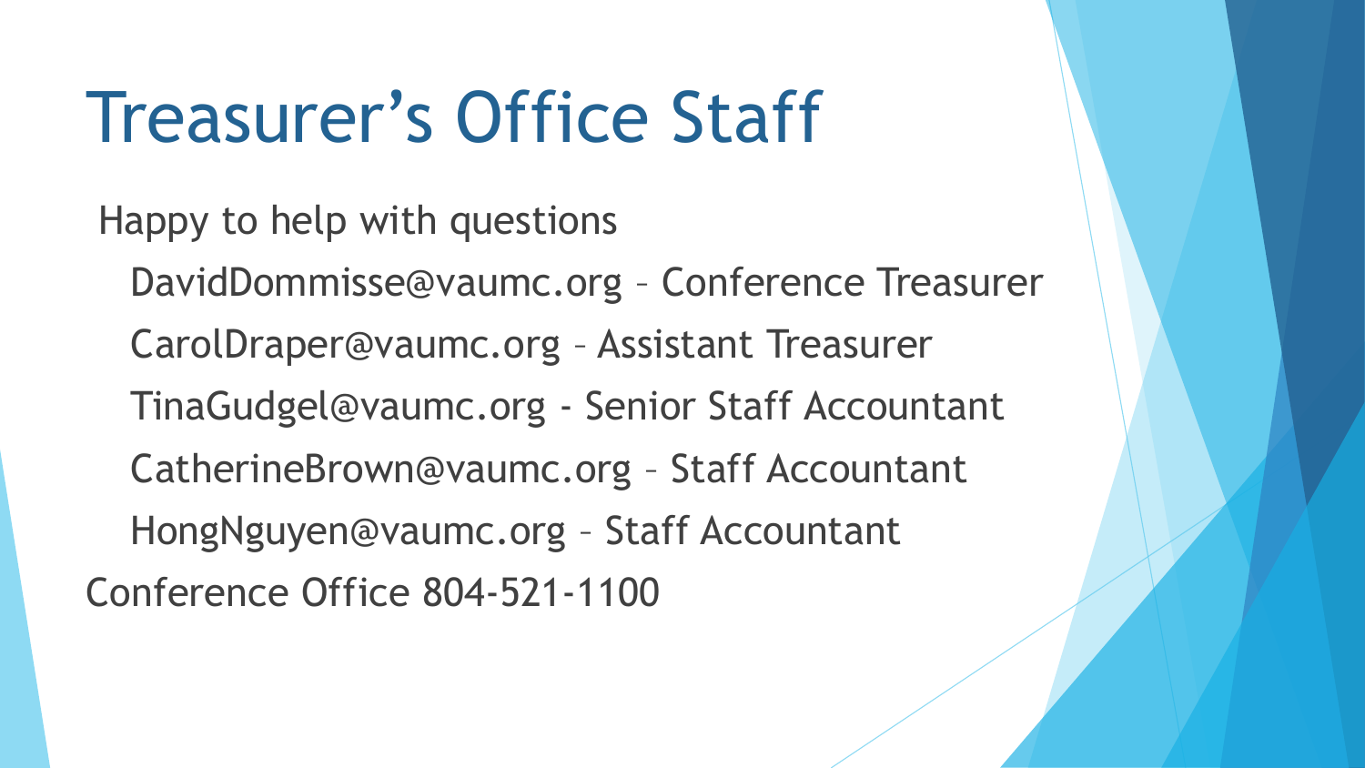# Treasurer’s Office Staff

Happy to help with questions

- DavidDommisse@vaumc.org – Conference Treasurer
- CarolDraper@vaumc.org – Assistant Treasurer
- TinaGudgel@vaumc.org - Senior Staff Accountant
- CatherineBrown@vaumc.org – Staff Accountant
- HongNguyen@vaumc.org – Staff Accountant

Conference Office 804-521-1100